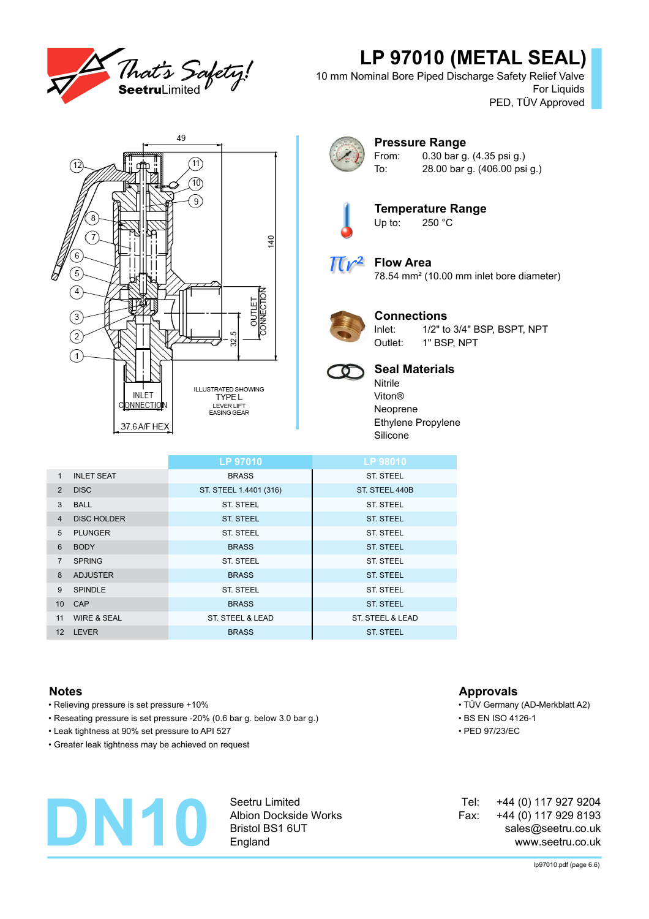# LP 97010 (METAL SEAL)

10 mm Nominal Bore Piped Discharge Safety Relief Valve
For Liquids
PED, TÜV Approved

49

140

32.5

OUTLET CONNECTION

INLET CONNECTION

37.6 A/F HEX

ILLUSTRATED SHOWING
TYPE L
LEVER LIFT
EASING GEAR

### Pressure Range

From: 0.30 bar g. (4.35 psi g.)
To: 28.00 bar g. (406.00 psi g.)

### Temperature Range

Up to: 250 °C

### Flow Area

78.54 mm² (10.00 mm inlet bore diameter)

### Connections

Inlet: 1/2" to 3/4" BSP, BSPT, NPT
Outlet: 1" BSP, NPT

### Seal Materials

Nitrile
Viton®
Neoprene
Ethylene Propylene
Silicone

| | | LP 97010 | LP 98010 |
|---|---|---|---|
| 1 | INLET SEAT | BRASS | ST. STEEL |
| 2 | DISC | ST. STEEL 1.4401 (316) | ST. STEEL 440B |
| 3 | BALL | ST. STEEL | ST. STEEL |
| 4 | DISC HOLDER | ST. STEEL | ST. STEEL |
| 5 | PLUNGER | ST. STEEL | ST. STEEL |
| 6 | BODY | BRASS | ST. STEEL |
| 7 | SPRING | ST. STEEL | ST. STEEL |
| 8 | ADJUSTER | BRASS | ST. STEEL |
| 9 | SPINDLE | ST. STEEL | ST. STEEL |
| 10 | CAP | BRASS | ST. STEEL |
| 11 | WIRE & SEAL | ST. STEEL & LEAD | ST. STEEL & LEAD |
| 12 | LEVER | BRASS | ST. STEEL |

## Notes

- Relieving pressure is set pressure +10%
- Reseating pressure is set pressure -20% (0.6 bar g. below 3.0 bar g.)
- Leak tightness at 90% set pressure to API 527
- Greater leak tightness may be achieved on request

## Approvals

- TÜV Germany (AD-Merkblatt A2)
- BS EN ISO 4126-1
- PED 97/23/EC

# DN10

Seetru Limited
Albion Dockside Works
Bristol BS1 6UT
England

Tel: +44 (0) 117 927 9204
Fax: +44 (0) 117 929 8193
sales@seetru.co.uk
www.seetru.co.uk

lp97010.pdf (page 6.6)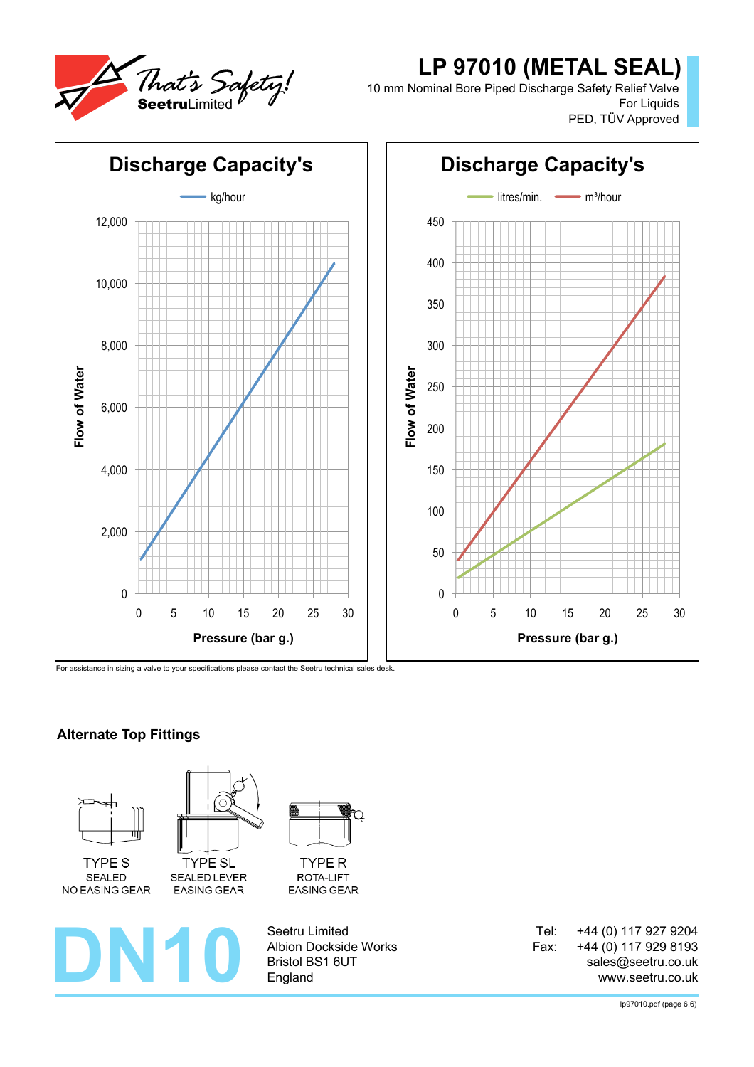# LP 97010 (METAL SEAL)

10 mm Nominal Bore Piped Discharge Safety Relief Valve
For Liquids
PED, TÜV Approved

## Discharge Capacity's

kg/hour

Flow of Water

12,000
10,000
8,000
6,000
4,000
2,000
0

0 5 10 15 20 25 30

Pressure (bar g.)

## Discharge Capacity's

litres/min. m³/hour

Flow of Water

450
400
350
300
250
200
150
100
50
0

0 5 10 15 20 25 30

Pressure (bar g.)

For assistance in sizing a valve to your specifications please contact the Seetru technical sales desk.

### Alternate Top Fittings

TYPE S
SEALED
NO EASING GEAR

TYPE SL
SEALED LEVER
EASING GEAR

TYPE R
ROTA-LIFT
EASING GEAR

DN10

Seetru Limited
Albion Dockside Works
Bristol BS1 6UT
England

Tel: +44 (0) 117 927 9204
Fax: +44 (0) 117 929 8193
sales@seetru.co.uk
www.seetru.co.uk

lp97010.pdf (page 6.6)